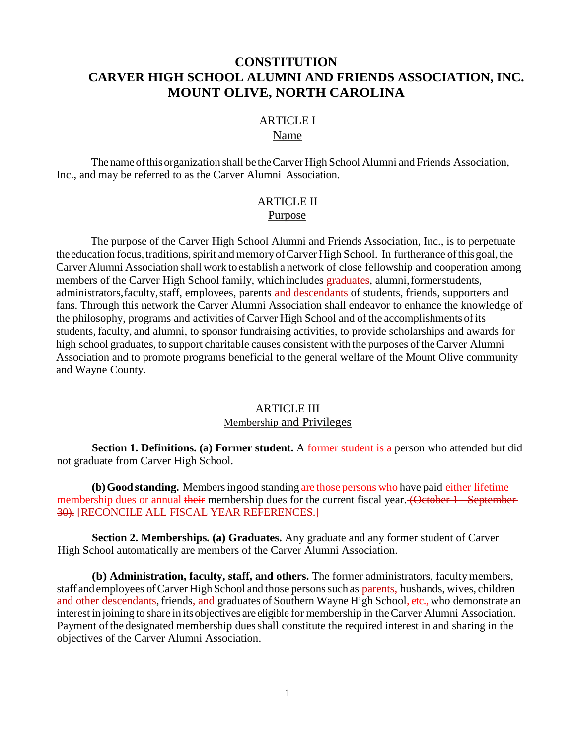# CONSTITUTION
# CARVER HIGH SCHOOL ALUMNI AND FRIENDS ASSOCIATION, INC.
# MOUNT OLIVE, NORTH CAROLINA

## ARTICLE I
## Name

The name of this organization shall be the Carver High School Alumni and Friends Association, Inc., and may be referred to as the Carver Alumni Association.

## ARTICLE II
## Purpose

The purpose of the Carver High School Alumni and Friends Association, Inc., is to perpetuate the education focus, traditions, spirit and memory of Carver High School. In furtherance of this goal, the Carver Alumni Association shall work to establish a network of close fellowship and cooperation among members of the Carver High School family, which includes graduates, alumni, former students, administrators, faculty, staff, employees, parents and descendants of students, friends, supporters and fans. Through this network the Carver Alumni Association shall endeavor to enhance the knowledge of the philosophy, programs and activities of Carver High School and of the accomplishments of its students, faculty, and alumni, to sponsor fundraising activities, to provide scholarships and awards for high school graduates, to support charitable causes consistent with the purposes of the Carver Alumni Association and to promote programs beneficial to the general welfare of the Mount Olive community and Wayne County.

## ARTICLE III
## Membership and Privileges

**Section 1. Definitions. (a) Former student.** A ~~former student is a~~ person who attended but did not graduate from Carver High School.

**(b) Good standing.** Members in good standing ~~are those persons who~~ have paid either lifetime membership dues or annual ~~their~~ membership dues for the current fiscal year. ~~(October 1 - September 30).~~ [RECONCILE ALL FISCAL YEAR REFERENCES.]

**Section 2. Memberships. (a) Graduates.** Any graduate and any former student of Carver High School automatically are members of the Carver Alumni Association.

**(b) Administration, faculty, staff, and others.** The former administrators, faculty members, staff and employees of Carver High School and those persons such as parents, husbands, wives, children and other descendants, friends~~,~~ and graduates of Southern Wayne High School~~, etc.,~~ who demonstrate an interest in joining to share in its objectives are eligible for membership in the Carver Alumni Association. Payment of the designated membership dues shall constitute the required interest in and sharing in the objectives of the Carver Alumni Association.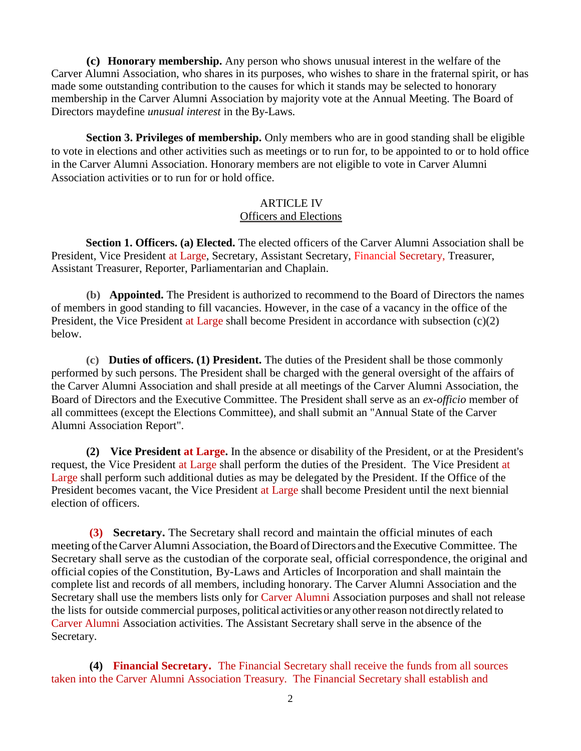**(c) Honorary membership.** Any person who shows unusual interest in the welfare of the Carver Alumni Association, who shares in its purposes, who wishes to share in the fraternal spirit, or has made some outstanding contribution to the causes for which it stands may be selected to honorary membership in the Carver Alumni Association by majority vote at the Annual Meeting. The Board of Directors maydefine *unusual interest* in the By-Laws.

**Section 3. Privileges of membership.** Only members who are in good standing shall be eligible to vote in elections and other activities such as meetings or to run for, to be appointed to or to hold office in the Carver Alumni Association. Honorary members are not eligible to vote in Carver Alumni Association activities or to run for or hold office.

## ARTICLE IV
## Officers and Elections

**Section 1. Officers. (a) Elected.** The elected officers of the Carver Alumni Association shall be President, Vice President at Large, Secretary, Assistant Secretary, Financial Secretary, Treasurer, Assistant Treasurer, Reporter, Parliamentarian and Chaplain.

**(b) Appointed.** The President is authorized to recommend to the Board of Directors the names of members in good standing to fill vacancies. However, in the case of a vacancy in the office of the President, the Vice President at Large shall become President in accordance with subsection (c)(2) below.

**(c) Duties of officers. (1) President.** The duties of the President shall be those commonly performed by such persons. The President shall be charged with the general oversight of the affairs of the Carver Alumni Association and shall preside at all meetings of the Carver Alumni Association, the Board of Directors and the Executive Committee. The President shall serve as an *ex-officio* member of all committees (except the Elections Committee), and shall submit an "Annual State of the Carver Alumni Association Report".

**(2) Vice President at Large.** In the absence or disability of the President, or at the President's request, the Vice President at Large shall perform the duties of the President. The Vice President at Large shall perform such additional duties as may be delegated by the President. If the Office of the President becomes vacant, the Vice President at Large shall become President until the next biennial election of officers.

**(3) Secretary.** The Secretary shall record and maintain the official minutes of each meeting of the Carver Alumni Association, the Board of Directors and the Executive Committee. The Secretary shall serve as the custodian of the corporate seal, official correspondence, the original and official copies of the Constitution, By-Laws and Articles of Incorporation and shall maintain the complete list and records of all members, including honorary. The Carver Alumni Association and the Secretary shall use the members lists only for Carver Alumni Association purposes and shall not release the lists for outside commercial purposes, political activities or any other reason not directly related to Carver Alumni Association activities. The Assistant Secretary shall serve in the absence of the Secretary.

**(4) Financial Secretary.** The Financial Secretary shall receive the funds from all sources taken into the Carver Alumni Association Treasury. The Financial Secretary shall establish and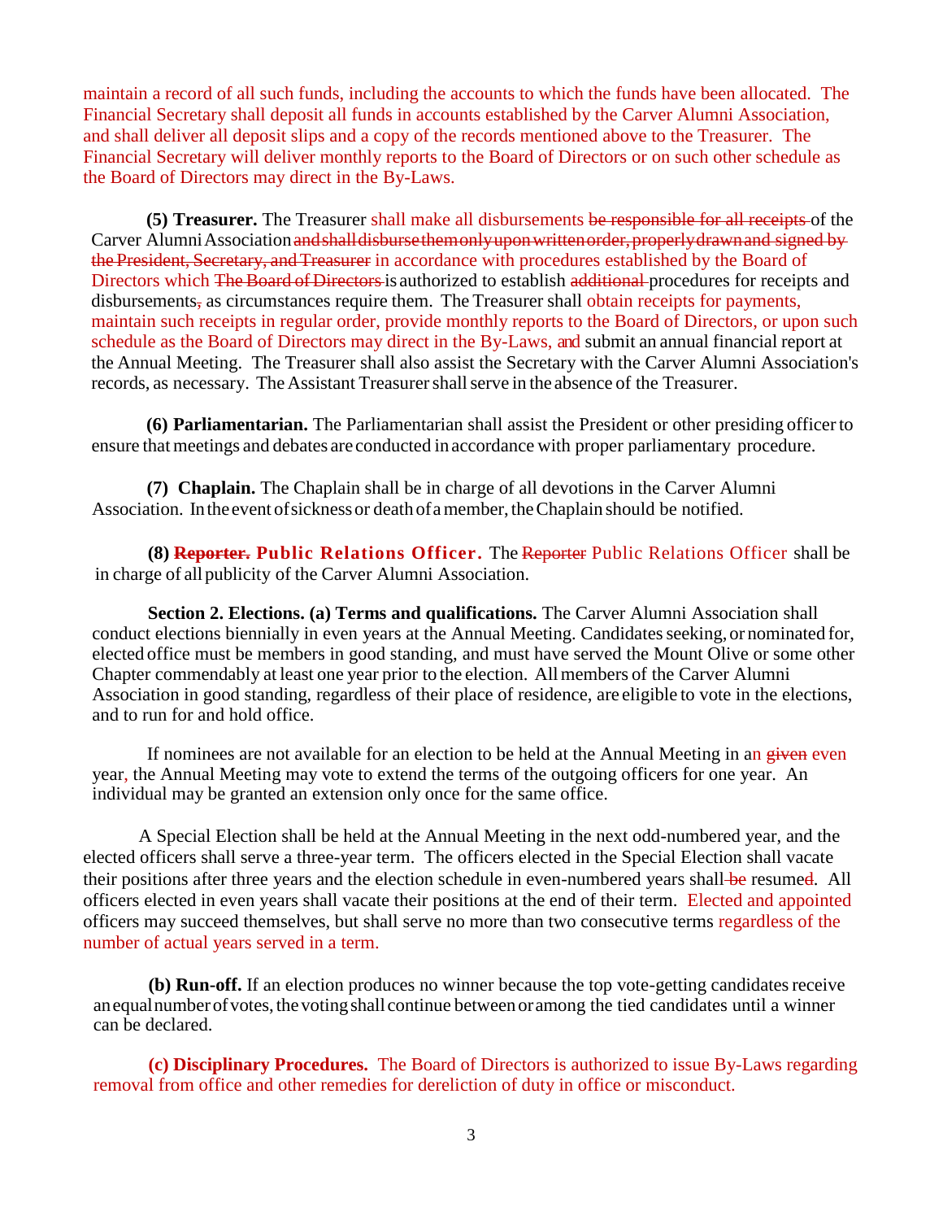maintain a record of all such funds, including the accounts to which the funds have been allocated. The Financial Secretary shall deposit all funds in accounts established by the Carver Alumni Association, and shall deliver all deposit slips and a copy of the records mentioned above to the Treasurer. The Financial Secretary will deliver monthly reports to the Board of Directors or on such other schedule as the Board of Directors may direct in the By-Laws.

**(5) Treasurer.** The Treasurer shall make all disbursements ~~be responsible for all receipts~~ of the Carver Alumni Association ~~and shall disburse them only upon written order, properly drawn and signed by the President, Secretary, and Treasurer~~ in accordance with procedures established by the Board of Directors which ~~The Board of Directors~~ is authorized to establish ~~additional~~ procedures for receipts and disbursements~~,~~ as circumstances require them. The Treasurer shall obtain receipts for payments, maintain such receipts in regular order, provide monthly reports to the Board of Directors, or upon such schedule as the Board of Directors may direct in the By-Laws, and submit an annual financial report at the Annual Meeting. The Treasurer shall also assist the Secretary with the Carver Alumni Association's records, as necessary. The Assistant Treasurer shall serve in the absence of the Treasurer.

**(6) Parliamentarian.** The Parliamentarian shall assist the President or other presiding officer to ensure that meetings and debates are conducted in accordance with proper parliamentary procedure.

**(7) Chaplain.** The Chaplain shall be in charge of all devotions in the Carver Alumni Association. In the event of sickness or death of a member, the Chaplain should be notified.

**(8) ~~Reporter.~~ Public Relations Officer.** The ~~Reporter~~ Public Relations Officer shall be in charge of all publicity of the Carver Alumni Association.

**Section 2. Elections. (a) Terms and qualifications.** The Carver Alumni Association shall conduct elections biennially in even years at the Annual Meeting. Candidates seeking, or nominated for, elected office must be members in good standing, and must have served the Mount Olive or some other Chapter commendably at least one year prior to the election. All members of the Carver Alumni Association in good standing, regardless of their place of residence, are eligible to vote in the elections, and to run for and hold office.

If nominees are not available for an election to be held at the Annual Meeting in an ~~given~~ even year, the Annual Meeting may vote to extend the terms of the outgoing officers for one year. An individual may be granted an extension only once for the same office.

A Special Election shall be held at the Annual Meeting in the next odd-numbered year, and the elected officers shall serve a three-year term. The officers elected in the Special Election shall vacate their positions after three years and the election schedule in even-numbered years shall ~~be~~ resume~~d~~. All officers elected in even years shall vacate their positions at the end of their term. Elected and appointed officers may succeed themselves, but shall serve no more than two consecutive terms regardless of the number of actual years served in a term.

**(b) Run-off.** If an election produces no winner because the top vote-getting candidates receive an equal number of votes, the voting shall continue between or among the tied candidates until a winner can be declared.

**(c) Disciplinary Procedures.** The Board of Directors is authorized to issue By-Laws regarding removal from office and other remedies for dereliction of duty in office or misconduct.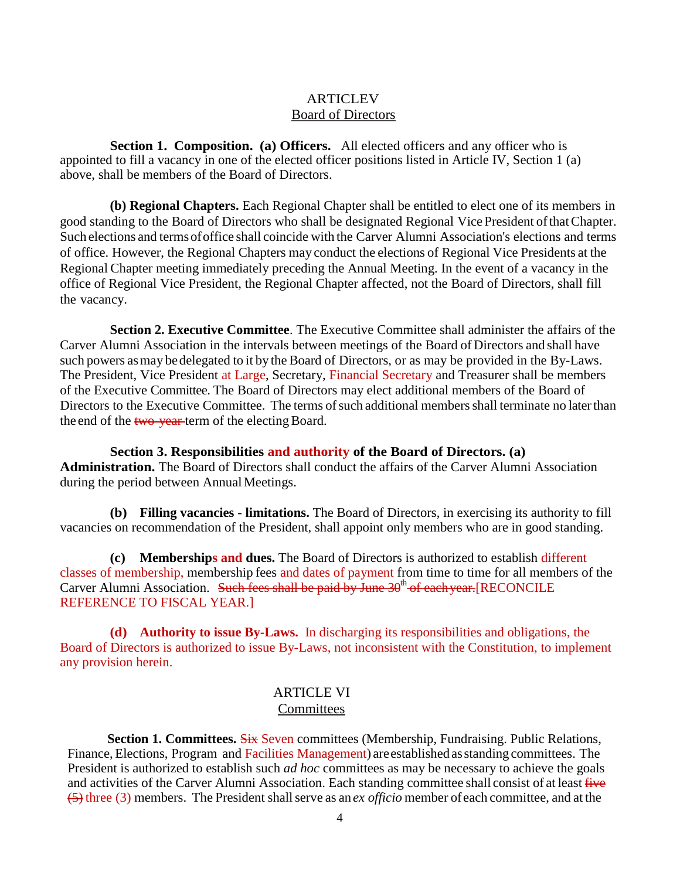## ARTICLEV
## Board of Directors

**Section 1. Composition. (a) Officers.** All elected officers and any officer who is appointed to fill a vacancy in one of the elected officer positions listed in Article IV, Section 1 (a) above, shall be members of the Board of Directors.

**(b) Regional Chapters.** Each Regional Chapter shall be entitled to elect one of its members in good standing to the Board of Directors who shall be designated Regional Vice President of that Chapter. Such elections and terms of office shall coincide with the Carver Alumni Association's elections and terms of office. However, the Regional Chapters may conduct the elections of Regional Vice Presidents at the Regional Chapter meeting immediately preceding the Annual Meeting. In the event of a vacancy in the office of Regional Vice President, the Regional Chapter affected, not the Board of Directors, shall fill the vacancy.

**Section 2. Executive Committee**. The Executive Committee shall administer the affairs of the Carver Alumni Association in the intervals between meetings of the Board of Directors and shall have such powers as may be delegated to it by the Board of Directors, or as may be provided in the By-Laws. The President, Vice President at Large, Secretary, Financial Secretary and Treasurer shall be members of the Executive Committee. The Board of Directors may elect additional members of the Board of Directors to the Executive Committee. The terms of such additional members shall terminate no later than the end of the ~~two-year~~ term of the electing Board.

**Section 3. Responsibilities and authority of the Board of Directors. (a) Administration.** The Board of Directors shall conduct the affairs of the Carver Alumni Association during the period between Annual Meetings.

**(b) Filling vacancies - limitations.** The Board of Directors, in exercising its authority to fill vacancies on recommendation of the President, shall appoint only members who are in good standing.

**(c) Memberships and dues.** The Board of Directors is authorized to establish different classes of membership, membership fees and dates of payment from time to time for all members of the Carver Alumni Association. ~~Such fees shall be paid by June 30th of each year.~~[RECONCILE REFERENCE TO FISCAL YEAR.]

**(d) Authority to issue By-Laws.** In discharging its responsibilities and obligations, the Board of Directors is authorized to issue By-Laws, not inconsistent with the Constitution, to implement any provision herein.

## ARTICLE VI
## Committees

**Section 1. Committees.** ~~Six~~ Seven committees (Membership, Fundraising. Public Relations, Finance, Elections, Program and Facilities Management) are established as standing committees. The President is authorized to establish such *ad hoc* committees as may be necessary to achieve the goals and activities of the Carver Alumni Association. Each standing committee shall consist of at least ~~five (5)~~ three (3) members. The President shall serve as an *ex officio* member of each committee, and at the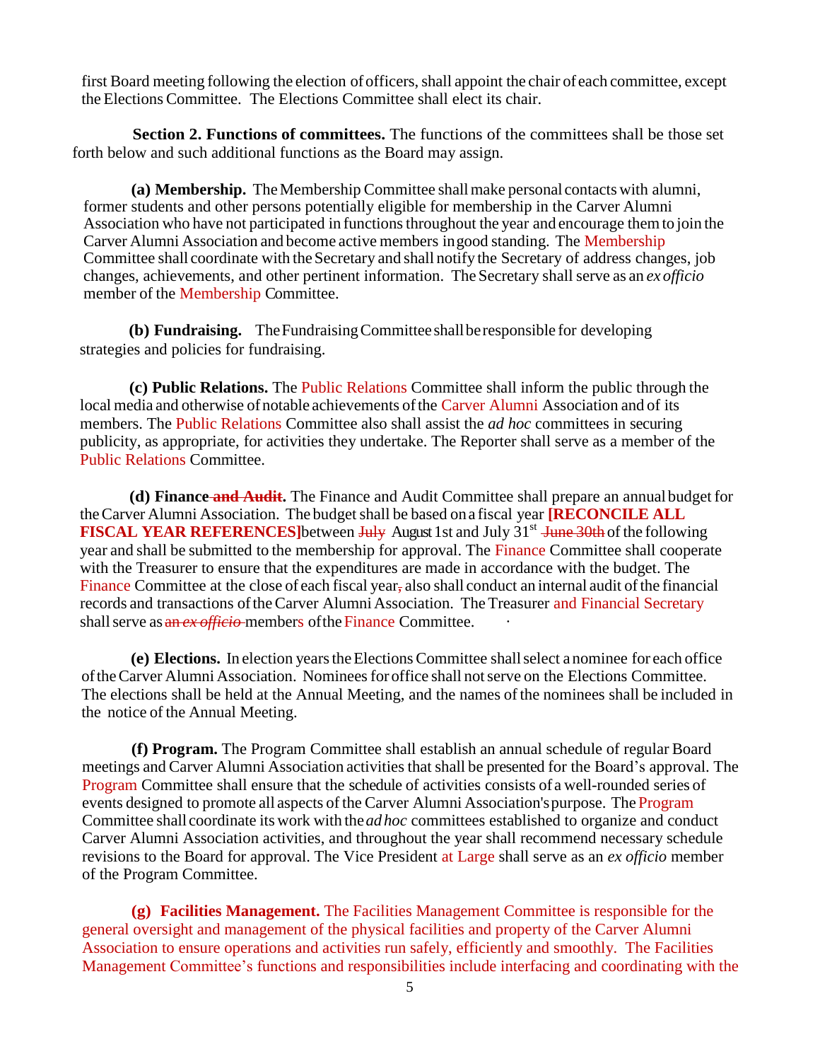first Board meeting following the election of officers, shall appoint the chair of each committee, except the Elections Committee. The Elections Committee shall elect its chair.

**Section 2. Functions of committees.** The functions of the committees shall be those set forth below and such additional functions as the Board may assign.

**(a) Membership.** The Membership Committee shall make personal contacts with alumni, former students and other persons potentially eligible for membership in the Carver Alumni Association who have not participated in functions throughout the year and encourage them to join the Carver Alumni Association and become active members in good standing. The Membership Committee shall coordinate with the Secretary and shall notify the Secretary of address changes, job changes, achievements, and other pertinent information. The Secretary shall serve as an *ex officio* member of the Membership Committee.

**(b) Fundraising.** The Fundraising Committee shall be responsible for developing strategies and policies for fundraising.

**(c) Public Relations.** The Public Relations Committee shall inform the public through the local media and otherwise of notable achievements of the Carver Alumni Association and of its members. The Public Relations Committee also shall assist the *ad hoc* committees in securing publicity, as appropriate, for activities they undertake. The Reporter shall serve as a member of the Public Relations Committee.

**(d) Finance ~~and Audit~~.** The Finance and Audit Committee shall prepare an annual budget for the Carver Alumni Association. The budget shall be based on a fiscal year **[RECONCILE ALL FISCAL YEAR REFERENCES]** between ~~July~~ August 1st and July 31st ~~June 30th~~ of the following year and shall be submitted to the membership for approval. The Finance Committee shall cooperate with the Treasurer to ensure that the expenditures are made in accordance with the budget. The Finance Committee at the close of each fiscal year~~,~~ also shall conduct an internal audit of the financial records and transactions of the Carver Alumni Association. The Treasurer and Financial Secretary shall serve as ~~an *ex officio*~~ members of the Finance Committee.

**(e) Elections.** In election years the Elections Committee shall select a nominee for each office of the Carver Alumni Association. Nominees for office shall not serve on the Elections Committee. The elections shall be held at the Annual Meeting, and the names of the nominees shall be included in the notice of the Annual Meeting.

**(f) Program.** The Program Committee shall establish an annual schedule of regular Board meetings and Carver Alumni Association activities that shall be presented for the Board's approval. The Program Committee shall ensure that the schedule of activities consists of a well-rounded series of events designed to promote all aspects of the Carver Alumni Association's purpose. The Program Committee shall coordinate its work with the *ad hoc* committees established to organize and conduct Carver Alumni Association activities, and throughout the year shall recommend necessary schedule revisions to the Board for approval. The Vice President at Large shall serve as an *ex officio* member of the Program Committee.

**(g) Facilities Management.** The Facilities Management Committee is responsible for the general oversight and management of the physical facilities and property of the Carver Alumni Association to ensure operations and activities run safely, efficiently and smoothly. The Facilities Management Committee's functions and responsibilities include interfacing and coordinating with the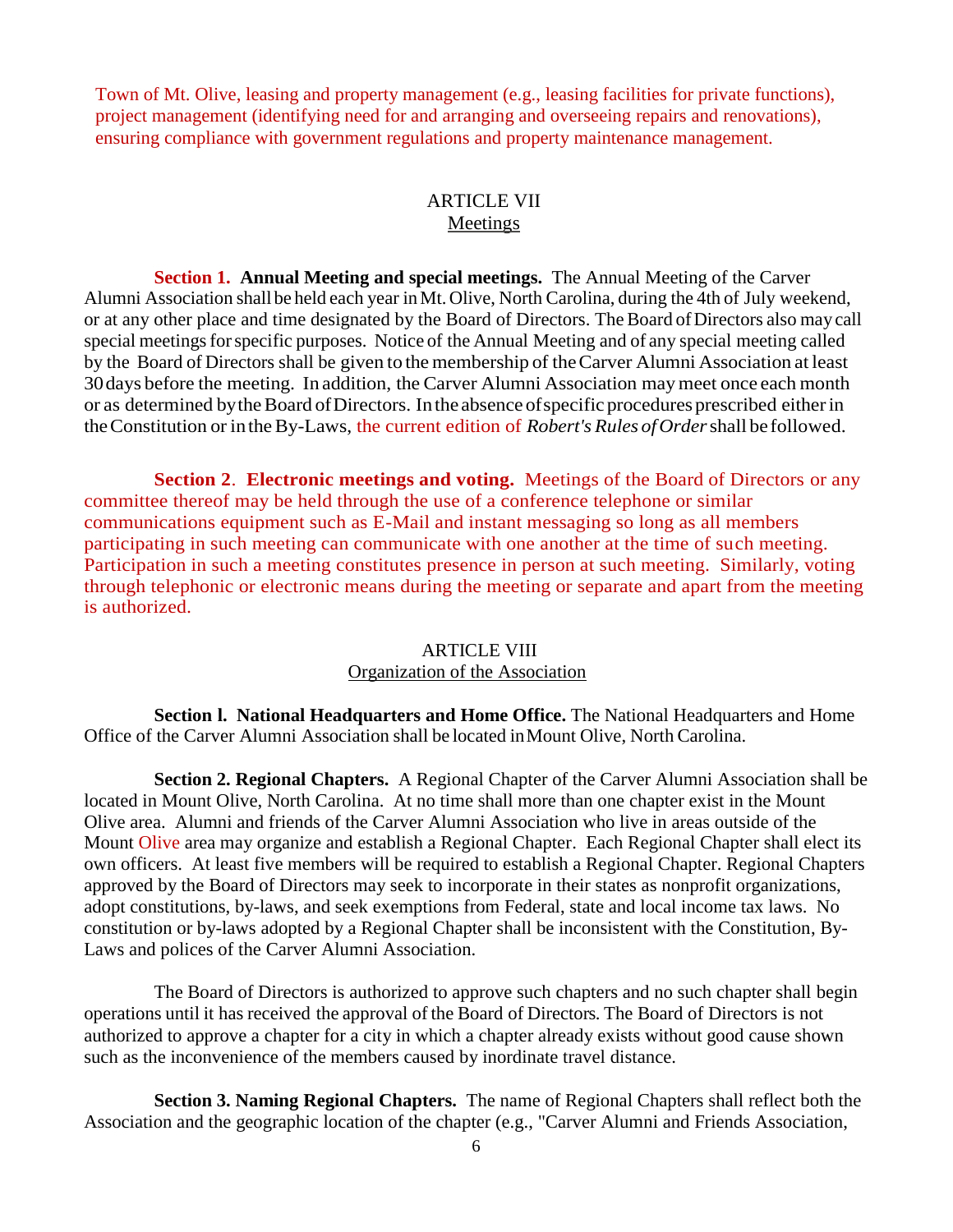Town of Mt. Olive, leasing and property management (e.g., leasing facilities for private functions), project management (identifying need for and arranging and overseeing repairs and renovations), ensuring compliance with government regulations and property maintenance management.

## ARTICLE VII
## Meetings

**Section 1. Annual Meeting and special meetings.** The Annual Meeting of the Carver Alumni Association shall be held each year in Mt. Olive, North Carolina, during the 4th of July weekend, or at any other place and time designated by the Board of Directors. The Board of Directors also may call special meetings for specific purposes. Notice of the Annual Meeting and of any special meeting called by the Board of Directors shall be given to the membership of the Carver Alumni Association at least 30 days before the meeting. In addition, the Carver Alumni Association may meet once each month or as determined by the Board of Directors. In the absence of specific procedures prescribed either in the Constitution or in the By-Laws, the current edition of *Robert's Rules of Order* shall be followed.

**Section 2**. **Electronic meetings and voting.** Meetings of the Board of Directors or any committee thereof may be held through the use of a conference telephone or similar communications equipment such as E-Mail and instant messaging so long as all members participating in such meeting can communicate with one another at the time of such meeting. Participation in such a meeting constitutes presence in person at such meeting. Similarly, voting through telephonic or electronic means during the meeting or separate and apart from the meeting is authorized.

## ARTICLE VIII
## Organization of the Association

**Section l. National Headquarters and Home Office.** The National Headquarters and Home Office of the Carver Alumni Association shall be located in Mount Olive, North Carolina.

**Section 2. Regional Chapters.** A Regional Chapter of the Carver Alumni Association shall be located in Mount Olive, North Carolina. At no time shall more than one chapter exist in the Mount Olive area. Alumni and friends of the Carver Alumni Association who live in areas outside of the Mount Olive area may organize and establish a Regional Chapter. Each Regional Chapter shall elect its own officers. At least five members will be required to establish a Regional Chapter. Regional Chapters approved by the Board of Directors may seek to incorporate in their states as nonprofit organizations, adopt constitutions, by-laws, and seek exemptions from Federal, state and local income tax laws. No constitution or by-laws adopted by a Regional Chapter shall be inconsistent with the Constitution, By-Laws and polices of the Carver Alumni Association.

The Board of Directors is authorized to approve such chapters and no such chapter shall begin operations until it has received the approval of the Board of Directors. The Board of Directors is not authorized to approve a chapter for a city in which a chapter already exists without good cause shown such as the inconvenience of the members caused by inordinate travel distance.

**Section 3. Naming Regional Chapters.** The name of Regional Chapters shall reflect both the Association and the geographic location of the chapter (e.g., "Carver Alumni and Friends Association,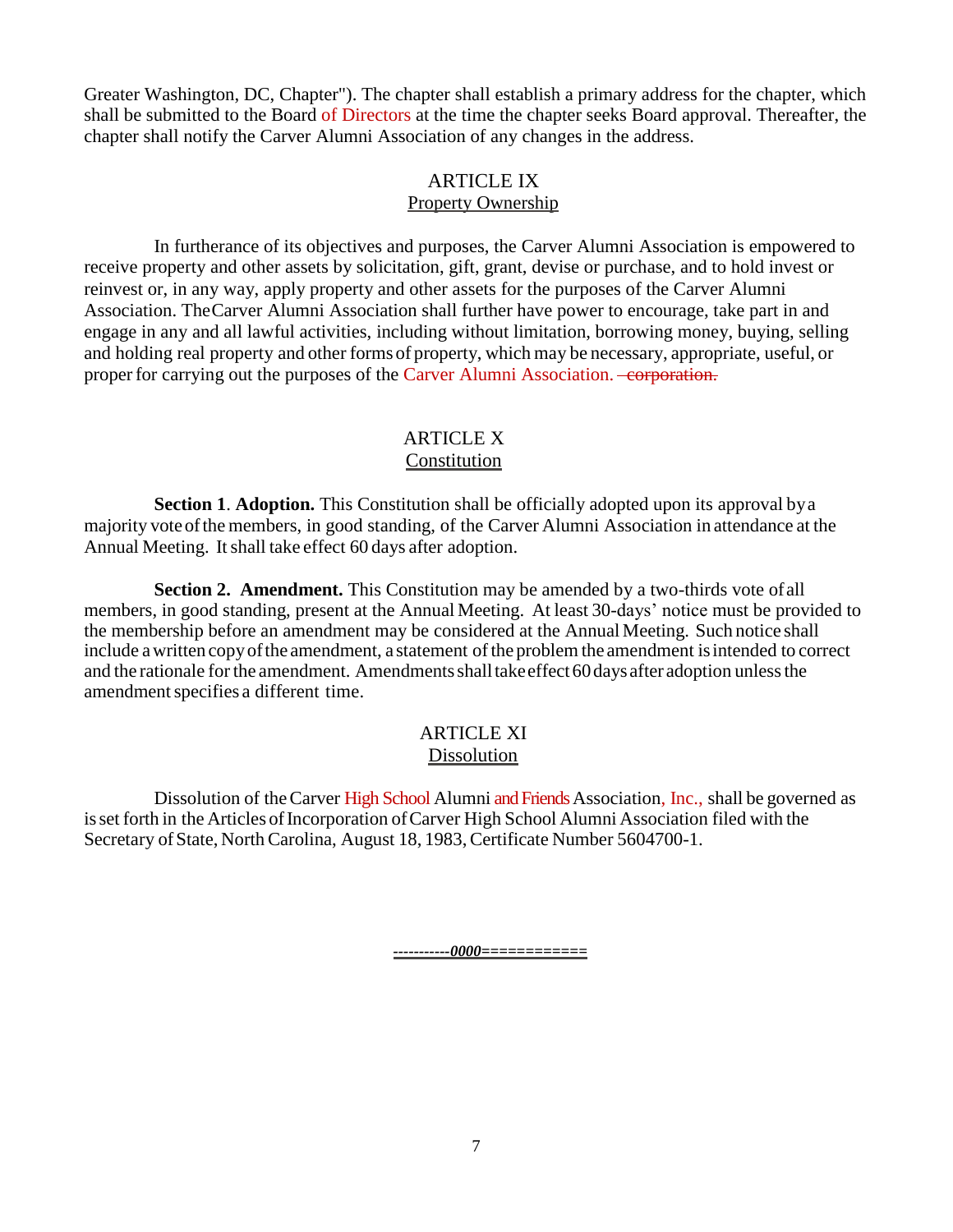Greater Washington, DC, Chapter"). The chapter shall establish a primary address for the chapter, which shall be submitted to the Board of Directors at the time the chapter seeks Board approval. Thereafter, the chapter shall notify the Carver Alumni Association of any changes in the address.

## ARTICLE IX
## Property Ownership

In furtherance of its objectives and purposes, the Carver Alumni Association is empowered to receive property and other assets by solicitation, gift, grant, devise or purchase, and to hold invest or reinvest or, in any way, apply property and other assets for the purposes of the Carver Alumni Association. TheCarver Alumni Association shall further have power to encourage, take part in and engage in any and all lawful activities, including without limitation, borrowing money, buying, selling and holding real property and other forms of property, which may be necessary, appropriate, useful, or proper for carrying out the purposes of the Carver Alumni Association. ~~corporation.~~

## ARTICLE X
## Constitution

**Section 1**. **Adoption.** This Constitution shall be officially adopted upon its approval by a majority vote of the members, in good standing, of the Carver Alumni Association in attendance at the Annual Meeting. It shall take effect 60 days after adoption.

**Section 2. Amendment.** This Constitution may be amended by a two-thirds vote of all members, in good standing, present at the Annual Meeting. At least 30-days' notice must be provided to the membership before an amendment may be considered at the Annual Meeting. Such notice shall include a written copy of the amendment, a statement of the problem the amendment is intended to correct and the rationale for the amendment. Amendments shall take effect 60 days after adoption unless the amendment specifies a different time.

## ARTICLE XI
## Dissolution

Dissolution of the Carver High School Alumni and Friends Association, Inc., shall be governed as is set forth in the Articles of Incorporation of Carver High School Alumni Association filed with the Secretary of State, North Carolina, August 18, 1983, Certificate Number 5604700-1.

----------*0000*===========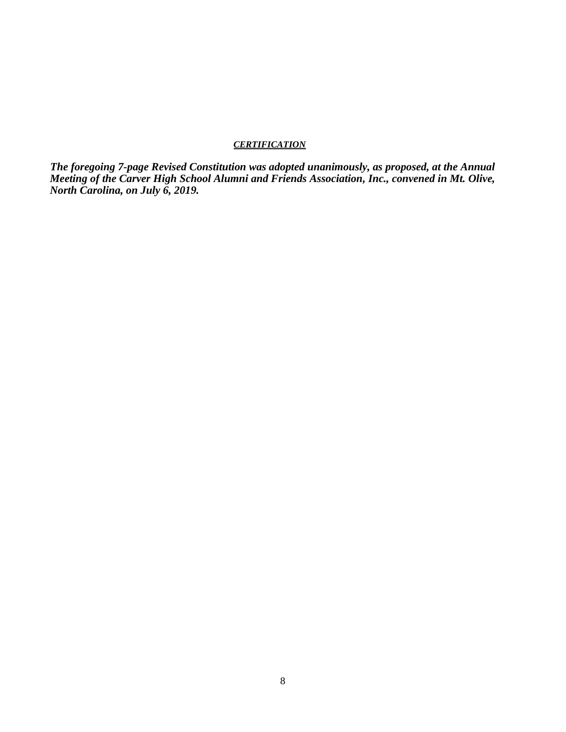***CERTIFICATION***

***The foregoing 7-page Revised Constitution was adopted unanimously, as proposed, at the Annual Meeting of the Carver High School Alumni and Friends Association, Inc., convened in Mt. Olive, North Carolina, on July 6, 2019.***